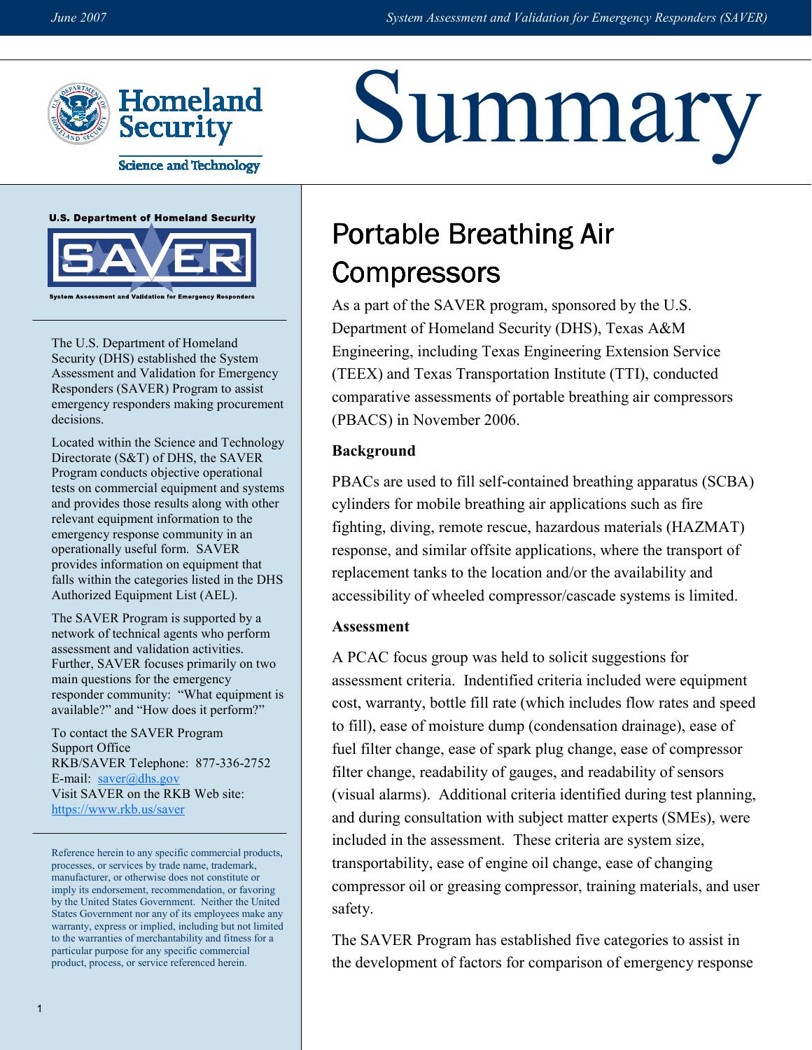# Summary

**U.S. Department of Homeland Security**

**SAVER**

**System Assessment and Validation for Emergency Responders**

The U.S. Department of Homeland Security (DHS) established the System Assessment and Validation for Emergency Responders (SAVER) Program to assist emergency responders making procurement decisions.

Located within the Science and Technology Directorate (S&T) of DHS, the SAVER Program conducts objective operational tests on commercial equipment and systems and provides those results along with other relevant equipment information to the emergency response community in an operationally useful form. SAVER provides information on equipment that falls within the categories listed in the DHS Authorized Equipment List (AEL).

The SAVER Program is supported by a network of technical agents who perform assessment and validation activities. Further, SAVER focuses primarily on two main questions for the emergency responder community: "What equipment is available?" and "How does it perform?"

To contact the SAVER Program Support Office
RKB/SAVER Telephone: 877-336-2752
E-mail: saver@dhs.gov
Visit SAVER on the RKB Web site:
https://www.rkb.us/saver

Reference herein to any specific commercial products, processes, or services by trade name, trademark, manufacturer, or otherwise does not constitute or imply its endorsement, recommendation, or favoring by the United States Government. Neither the United States Government nor any of its employees make any warranty, express or implied, including but not limited to the warranties of merchantability and fitness for a particular purpose for any specific commercial product, process, or service referenced herein.

## Portable Breathing Air Compressors

As a part of the SAVER program, sponsored by the U.S. Department of Homeland Security (DHS), Texas A&M Engineering, including Texas Engineering Extension Service (TEEX) and Texas Transportation Institute (TTI), conducted comparative assessments of portable breathing air compressors (PBACS) in November 2006.

**Background**

PBACs are used to fill self-contained breathing apparatus (SCBA) cylinders for mobile breathing air applications such as fire fighting, diving, remote rescue, hazardous materials (HAZMAT) response, and similar offsite applications, where the transport of replacement tanks to the location and/or the availability and accessibility of wheeled compressor/cascade systems is limited.

**Assessment**

A PCAC focus group was held to solicit suggestions for assessment criteria. Indentified criteria included were equipment cost, warranty, bottle fill rate (which includes flow rates and speed to fill), ease of moisture dump (condensation drainage), ease of fuel filter change, ease of spark plug change, ease of compressor filter change, readability of gauges, and readability of sensors (visual alarms). Additional criteria identified during test planning, and during consultation with subject matter experts (SMEs), were included in the assessment. These criteria are system size, transportability, ease of engine oil change, ease of changing compressor oil or greasing compressor, training materials, and user safety.

The SAVER Program has established five categories to assist in the development of factors for comparison of emergency response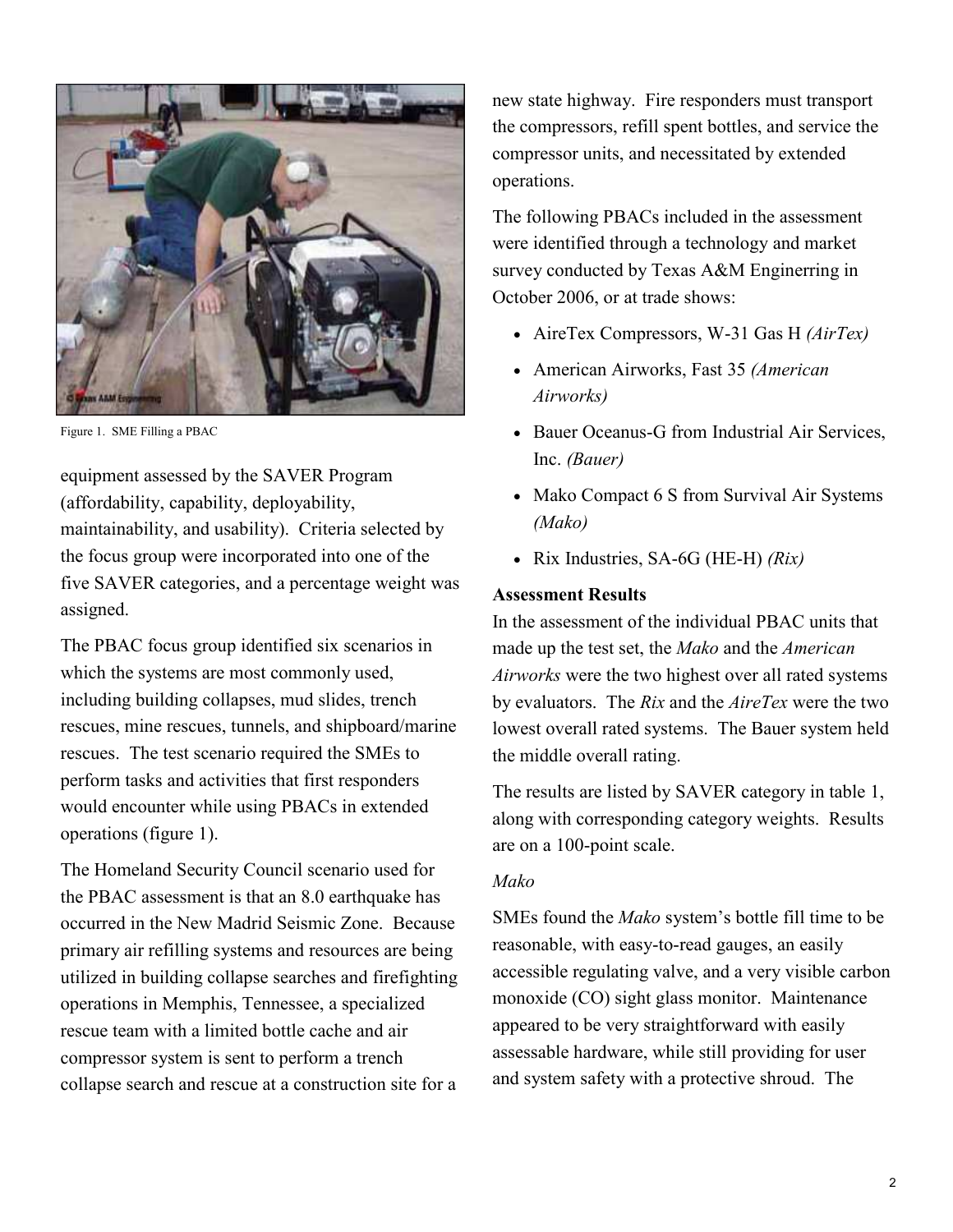Figure 1. SME Filling a PBAC

equipment assessed by the SAVER Program (affordability, capability, deployability, maintainability, and usability). Criteria selected by the focus group were incorporated into one of the five SAVER categories, and a percentage weight was assigned.

The PBAC focus group identified six scenarios in which the systems are most commonly used, including building collapses, mud slides, trench rescues, mine rescues, tunnels, and shipboard/marine rescues. The test scenario required the SMEs to perform tasks and activities that first responders would encounter while using PBACs in extended operations (figure 1).

The Homeland Security Council scenario used for the PBAC assessment is that an 8.0 earthquake has occurred in the New Madrid Seismic Zone. Because primary air refilling systems and resources are being utilized in building collapse searches and firefighting operations in Memphis, Tennessee, a specialized rescue team with a limited bottle cache and air compressor system is sent to perform a trench collapse search and rescue at a construction site for a new state highway. Fire responders must transport the compressors, refill spent bottles, and service the compressor units, and necessitated by extended operations.

The following PBACs included in the assessment were identified through a technology and market survey conducted by Texas A&M Enginerring in October 2006, or at trade shows:

- AireTex Compressors, W-31 Gas H *(AirTex)*
- American Airworks, Fast 35 *(American Airworks)*
- Bauer Oceanus-G from Industrial Air Services, Inc. *(Bauer)*
- Mako Compact 6 S from Survival Air Systems *(Mako)*
- Rix Industries, SA-6G (HE-H) *(Rix)*

**Assessment Results**

In the assessment of the individual PBAC units that made up the test set, the *Mako* and the *American Airworks* were the two highest over all rated systems by evaluators. The *Rix* and the *AireTex* were the two lowest overall rated systems. The Bauer system held the middle overall rating.

The results are listed by SAVER category in table 1, along with corresponding category weights. Results are on a 100-point scale.

*Mako*

SMEs found the *Mako* system's bottle fill time to be reasonable, with easy-to-read gauges, an easily accessible regulating valve, and a very visible carbon monoxide (CO) sight glass monitor. Maintenance appeared to be very straightforward with easily assessable hardware, while still providing for user and system safety with a protective shroud. The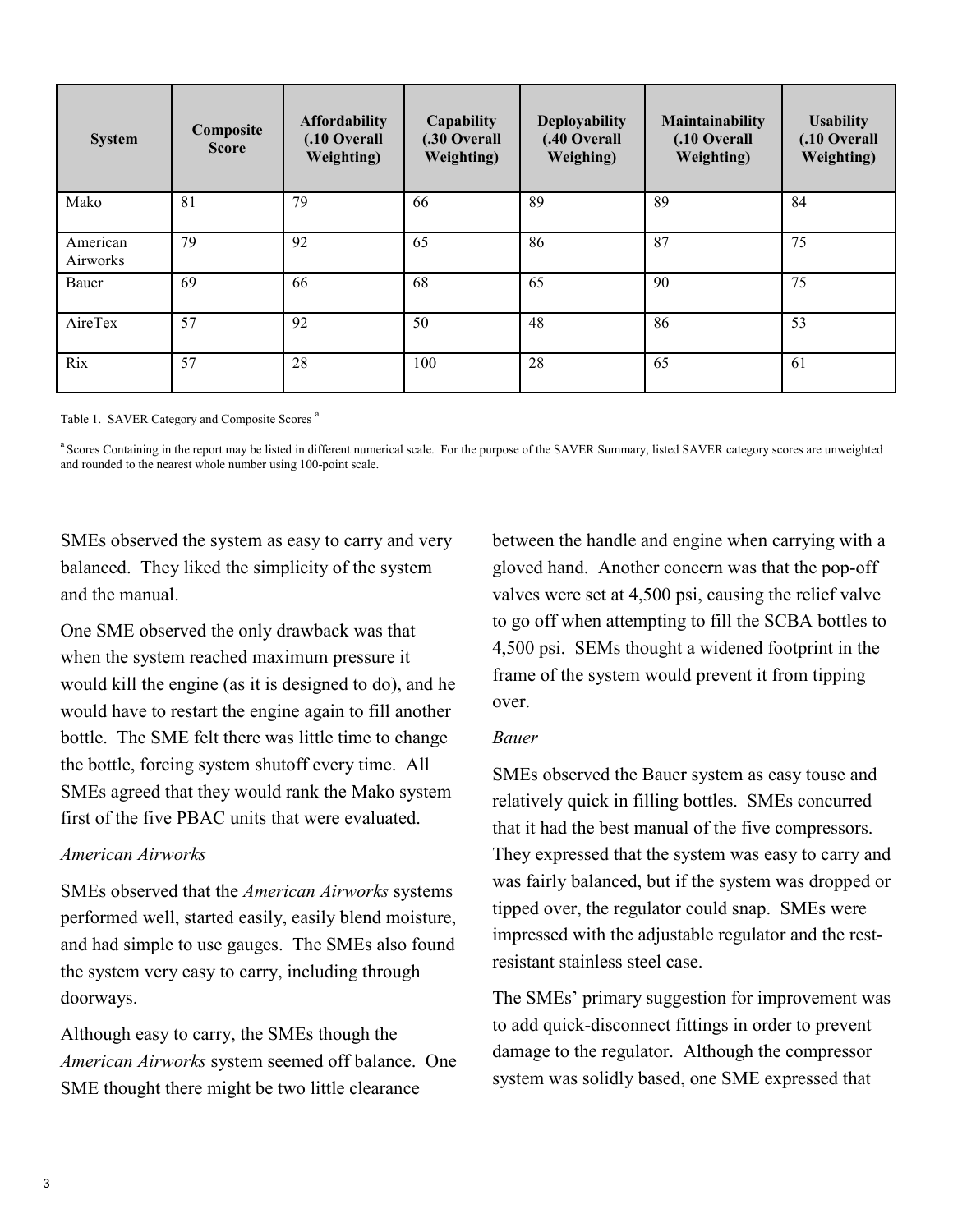| System | Composite Score | Affordability (.10 Overall Weighting) | Capability (.30 Overall Weighting) | Deployability (.40 Overall Weighing) | Maintainability (.10 Overall Weighting) | Usability (.10 Overall Weighting) |
|---|---|---|---|---|---|---|
| Mako | 81 | 79 | 66 | 89 | 89 | 84 |
| American Airworks | 79 | 92 | 65 | 86 | 87 | 75 |
| Bauer | 69 | 66 | 68 | 65 | 90 | 75 |
| AireTex | 57 | 92 | 50 | 48 | 86 | 53 |
| Rix | 57 | 28 | 100 | 28 | 65 | 61 |

Table 1. SAVER Category and Composite Scores [a]

[a] Scores Containing in the report may be listed in different numerical scale. For the purpose of the SAVER Summary, listed SAVER category scores are unweighted and rounded to the nearest whole number using 100-point scale.

SMEs observed the system as easy to carry and very balanced. They liked the simplicity of the system and the manual.

One SME observed the only drawback was that when the system reached maximum pressure it would kill the engine (as it is designed to do), and he would have to restart the engine again to fill another bottle. The SME felt there was little time to change the bottle, forcing system shutoff every time. All SMEs agreed that they would rank the Mako system first of the five PBAC units that were evaluated.

*American Airworks*

SMEs observed that the *American Airworks* systems performed well, started easily, easily blend moisture, and had simple to use gauges. The SMEs also found the system very easy to carry, including through doorways.

Although easy to carry, the SMEs though the *American Airworks* system seemed off balance. One SME thought there might be two little clearance between the handle and engine when carrying with a gloved hand. Another concern was that the pop-off valves were set at 4,500 psi, causing the relief valve to go off when attempting to fill the SCBA bottles to 4,500 psi. SEMs thought a widened footprint in the frame of the system would prevent it from tipping over.

*Bauer*

SMEs observed the Bauer system as easy touse and relatively quick in filling bottles. SMEs concurred that it had the best manual of the five compressors. They expressed that the system was easy to carry and was fairly balanced, but if the system was dropped or tipped over, the regulator could snap. SMEs were impressed with the adjustable regulator and the rest-resistant stainless steel case.

The SMEs' primary suggestion for improvement was to add quick-disconnect fittings in order to prevent damage to the regulator. Although the compressor system was solidly based, one SME expressed that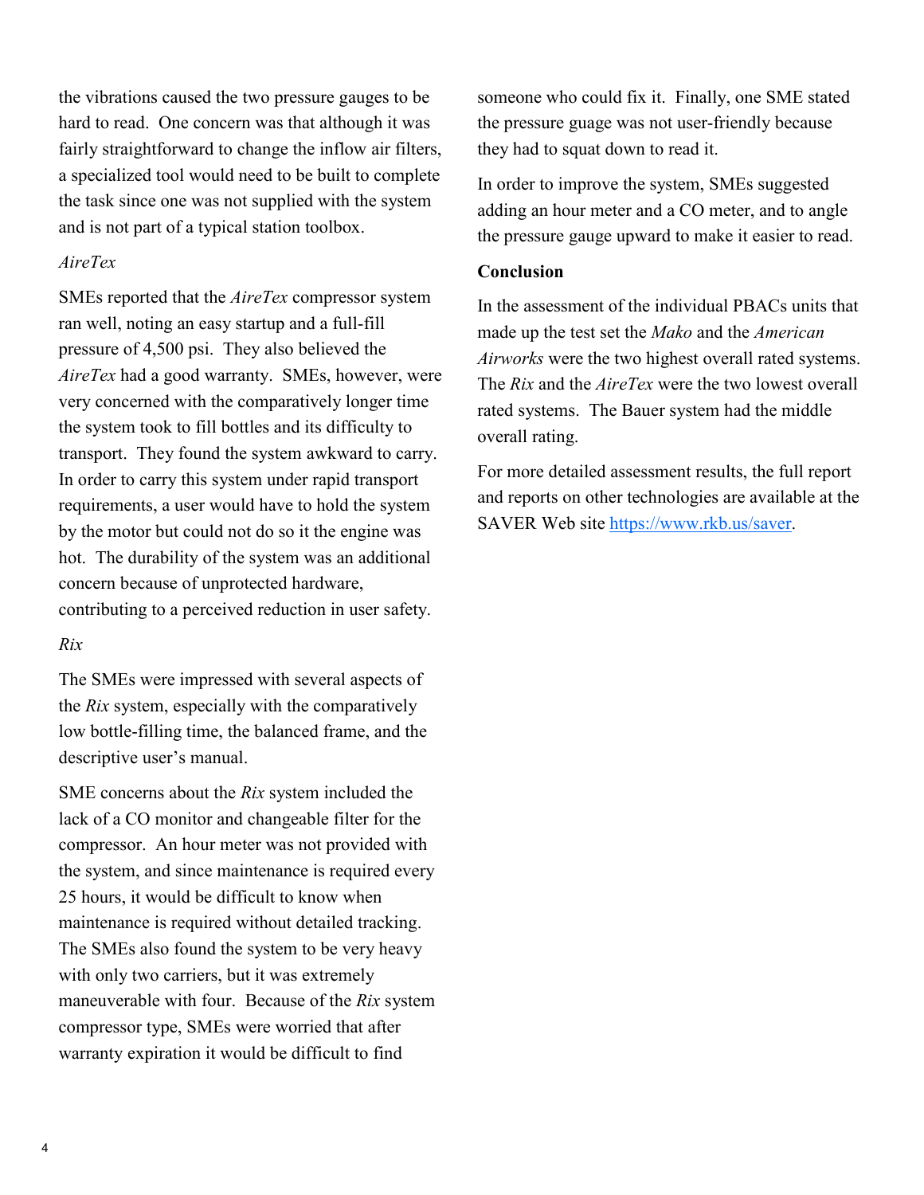the vibrations caused the two pressure gauges to be hard to read. One concern was that although it was fairly straightforward to change the inflow air filters, a specialized tool would need to be built to complete the task since one was not supplied with the system and is not part of a typical station toolbox.

*AireTex*

SMEs reported that the *AireTex* compressor system ran well, noting an easy startup and a full-fill pressure of 4,500 psi. They also believed the *AireTex* had a good warranty. SMEs, however, were very concerned with the comparatively longer time the system took to fill bottles and its difficulty to transport. They found the system awkward to carry. In order to carry this system under rapid transport requirements, a user would have to hold the system by the motor but could not do so it the engine was hot. The durability of the system was an additional concern because of unprotected hardware, contributing to a perceived reduction in user safety.

*Rix*

The SMEs were impressed with several aspects of the *Rix* system, especially with the comparatively low bottle-filling time, the balanced frame, and the descriptive user's manual.

SME concerns about the *Rix* system included the lack of a CO monitor and changeable filter for the compressor. An hour meter was not provided with the system, and since maintenance is required every 25 hours, it would be difficult to know when maintenance is required without detailed tracking. The SMEs also found the system to be very heavy with only two carriers, but it was extremely maneuverable with four. Because of the *Rix* system compressor type, SMEs were worried that after warranty expiration it would be difficult to find someone who could fix it. Finally, one SME stated the pressure guage was not user-friendly because they had to squat down to read it.

In order to improve the system, SMEs suggested adding an hour meter and a CO meter, and to angle the pressure gauge upward to make it easier to read.

## Conclusion

In the assessment of the individual PBACs units that made up the test set the *Mako* and the *American Airworks* were the two highest overall rated systems. The *Rix* and the *AireTex* were the two lowest overall rated systems. The Bauer system had the middle overall rating.

For more detailed assessment results, the full report and reports on other technologies are available at the SAVER Web site [https://www.rkb.us/saver](https://www.rkb.us/saver).